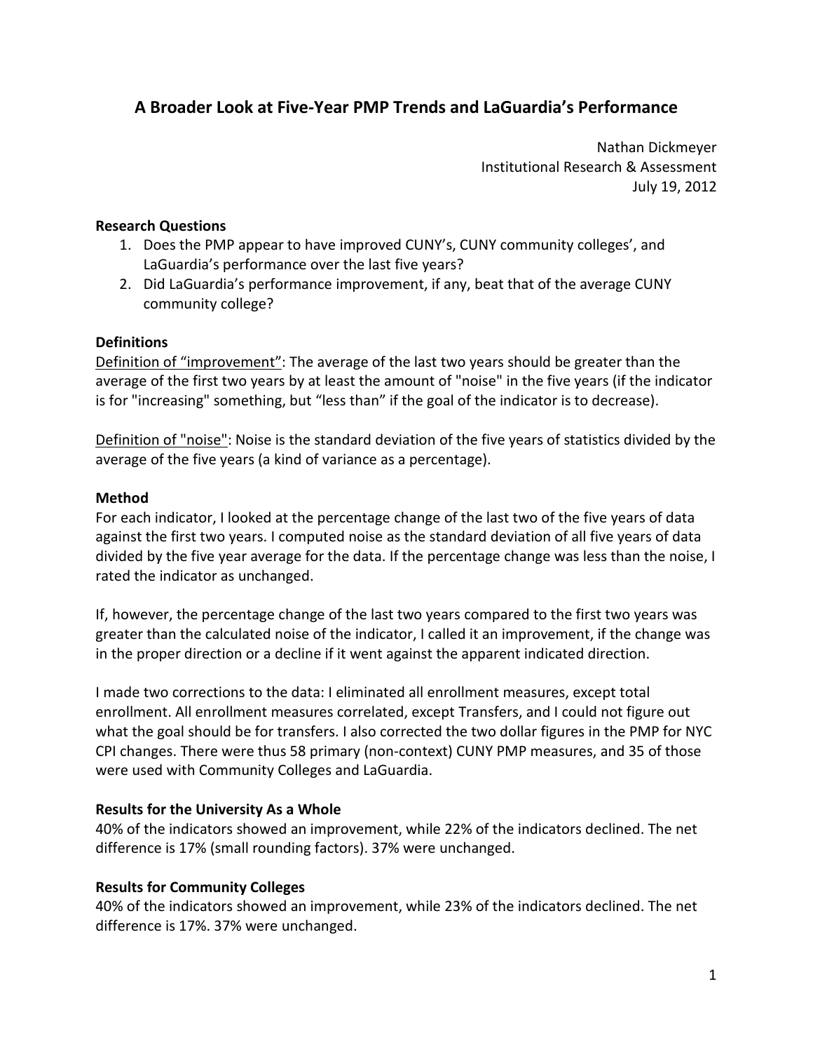# A Broader Look at Five-Year PMP Trends and LaGuardia's Performance

Nathan Dickmeyer
Institutional Research & Assessment
July 19, 2012

### Research Questions

1. Does the PMP appear to have improved CUNY's, CUNY community colleges', and LaGuardia's performance over the last five years?
2. Did LaGuardia's performance improvement, if any, beat that of the average CUNY community college?

### Definitions

Definition of "improvement": The average of the last two years should be greater than the average of the first two years by at least the amount of "noise" in the five years (if the indicator is for "increasing" something, but "less than" if the goal of the indicator is to decrease).

Definition of "noise": Noise is the standard deviation of the five years of statistics divided by the average of the five years (a kind of variance as a percentage).

### Method

For each indicator, I looked at the percentage change of the last two of the five years of data against the first two years. I computed noise as the standard deviation of all five years of data divided by the five year average for the data. If the percentage change was less than the noise, I rated the indicator as unchanged.

If, however, the percentage change of the last two years compared to the first two years was greater than the calculated noise of the indicator, I called it an improvement, if the change was in the proper direction or a decline if it went against the apparent indicated direction.

I made two corrections to the data: I eliminated all enrollment measures, except total enrollment. All enrollment measures correlated, except Transfers, and I could not figure out what the goal should be for transfers. I also corrected the two dollar figures in the PMP for NYC CPI changes. There were thus 58 primary (non-context) CUNY PMP measures, and 35 of those were used with Community Colleges and LaGuardia.

### Results for the University As a Whole

40% of the indicators showed an improvement, while 22% of the indicators declined. The net difference is 17% (small rounding factors). 37% were unchanged.

### Results for Community Colleges

40% of the indicators showed an improvement, while 23% of the indicators declined. The net difference is 17%. 37% were unchanged.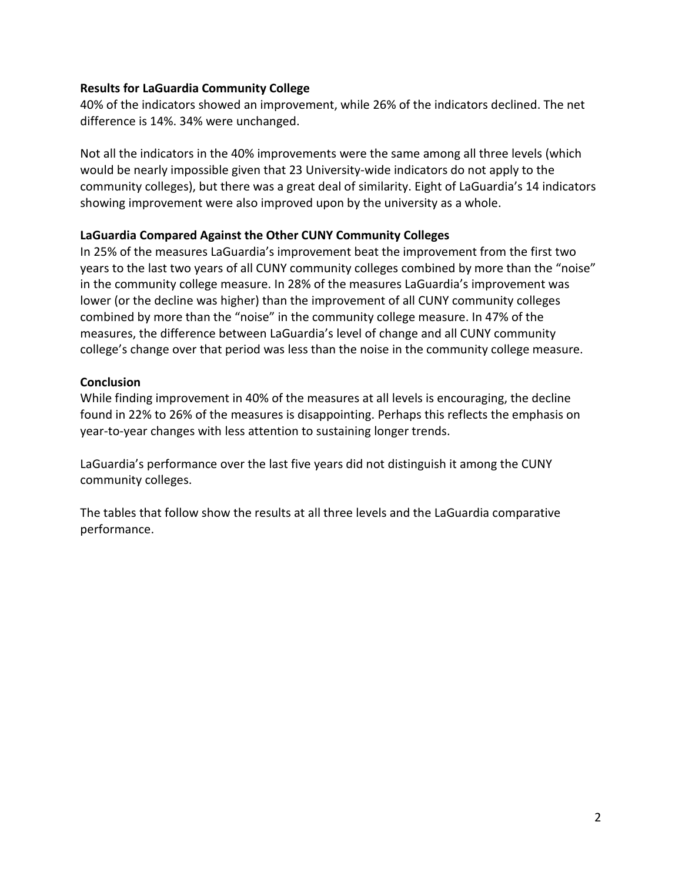**Results for LaGuardia Community College**

40% of the indicators showed an improvement, while 26% of the indicators declined. The net difference is 14%. 34% were unchanged.

Not all the indicators in the 40% improvements were the same among all three levels (which would be nearly impossible given that 23 University-wide indicators do not apply to the community colleges), but there was a great deal of similarity. Eight of LaGuardia's 14 indicators showing improvement were also improved upon by the university as a whole.

**LaGuardia Compared Against the Other CUNY Community Colleges**

In 25% of the measures LaGuardia's improvement beat the improvement from the first two years to the last two years of all CUNY community colleges combined by more than the "noise" in the community college measure. In 28% of the measures LaGuardia's improvement was lower (or the decline was higher) than the improvement of all CUNY community colleges combined by more than the "noise" in the community college measure. In 47% of the measures, the difference between LaGuardia's level of change and all CUNY community college's change over that period was less than the noise in the community college measure.

**Conclusion**

While finding improvement in 40% of the measures at all levels is encouraging, the decline found in 22% to 26% of the measures is disappointing. Perhaps this reflects the emphasis on year-to-year changes with less attention to sustaining longer trends.

LaGuardia's performance over the last five years did not distinguish it among the CUNY community colleges.

The tables that follow show the results at all three levels and the LaGuardia comparative performance.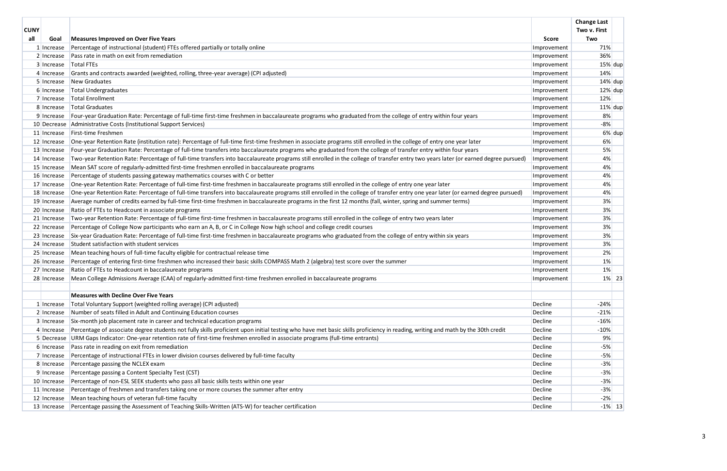| CUNY all | Goal | Measures Improved on Over Five Years | Score | Change Last Two v. First Two | |
|---|---|---|---|---|---|
| 1 | Increase | Percentage of instructional (student) FTEs offered partially or totally online | Improvement | 71% | |
| 2 | Increase | Pass rate in math on exit from remediation | Improvement | 36% | |
| 3 | Increase | Total FTEs | Improvement | 15% | dup |
| 4 | Increase | Grants and contracts awarded (weighted, rolling, three-year average) (CPI adjusted) | Improvement | 14% | |
| 5 | Increase | New Graduates | Improvement | 14% | dup |
| 6 | Increase | Total Undergraduates | Improvement | 12% | dup |
| 7 | Increase | Total Enrollment | Improvement | 12% | |
| 8 | Increase | Total Graduates | Improvement | 11% | dup |
| 9 | Increase | Four-year Graduation Rate: Percentage of full-time first-time freshmen in baccalaureate programs who graduated from the college of entry within four years | Improvement | 8% | |
| 10 | Decrease | Administrative Costs (Institutional Support Services) | Improvement | -8% | |
| 11 | Increase | First-time Freshmen | Improvement | 6% | dup |
| 12 | Increase | One-year Retention Rate (institution rate): Percentage of full-time first-time freshmen in associate programs still enrolled in the college of entry one year later | Improvement | 6% | |
| 13 | Increase | Four-year Graduation Rate: Percentage of full-time transfers into baccalaureate programs who graduated from the college of transfer entry within four years | Improvement | 5% | |
| 14 | Increase | Two-year Retention Rate: Percentage of full-time transfers into baccalaureate programs still enrolled in the college of transfer entry two years later (or earned degree pursued) | Improvement | 4% | |
| 15 | Increase | Mean SAT score of regularly-admitted first-time freshmen enrolled in baccalaureate programs | Improvement | 4% | |
| 16 | Increase | Percentage of students passing gateway mathematics courses with C or better | Improvement | 4% | |
| 17 | Increase | One-year Retention Rate: Percentage of full-time first-time freshmen in baccalaureate programs still enrolled in the college of entry one year later | Improvement | 4% | |
| 18 | Increase | One-year Retention Rate: Percentage of full-time transfers into baccalaureate programs still enrolled in the college of transfer entry one year later (or earned degree pursued) | Improvement | 4% | |
| 19 | Increase | Average number of credits earned by full-time first-time freshmen in baccalaureate programs in the first 12 months (fall, winter, spring and summer terms) | Improvement | 3% | |
| 20 | Increase | Ratio of FTEs to Headcount in associate programs | Improvement | 3% | |
| 21 | Increase | Two-year Retention Rate: Percentage of full-time first-time freshmen in baccalaureate programs still enrolled in the college of entry two years later | Improvement | 3% | |
| 22 | Increase | Percentage of College Now participants who earn an A, B, or C in College Now high school and college credit courses | Improvement | 3% | |
| 23 | Increase | Six-year Graduation Rate: Percentage of full-time first-time freshmen in baccalaureate programs who graduated from the college of entry within six years | Improvement | 3% | |
| 24 | Increase | Student satisfaction with student services | Improvement | 3% | |
| 25 | Increase | Mean teaching hours of full-time faculty eligible for contractual release time | Improvement | 2% | |
| 26 | Increase | Percentage of entering first-time freshmen who increased their basic skills COMPASS Math 2 (algebra) test score over the summer | Improvement | 1% | |
| 27 | Increase | Ratio of FTEs to Headcount in baccalaureate programs | Improvement | 1% | |
| 28 | Increase | Mean College Admissions Average (CAA) of regularly-admitted first-time freshmen enrolled in baccalaureate programs | Improvement | 1% | 23 |
| | | | | | |
| | | **Measures with Decline Over Five Years** | | | |
| 1 | Increase | Total Voluntary Support (weighted rolling average) (CPI adjusted) | Decline | -24% | |
| 2 | Increase | Number of seats filled in Adult and Continuing Education courses | Decline | -21% | |
| 3 | Increase | Six-month job placement rate in career and technical education programs | Decline | -16% | |
| 4 | Increase | Percentage of associate degree students not fully skills proficient upon initial testing who have met basic skills proficiency in reading, writing and math by the 30th credit | Decline | -10% | |
| 5 | Decrease | URM Gaps Indicator: One-year retention rate of first-time freshmen enrolled in associate programs (full-time entrants) | Decline | 9% | |
| 6 | Increase | Pass rate in reading on exit from remediation | Decline | -5% | |
| 7 | Increase | Percentage of instructional FTEs in lower division courses delivered by full-time faculty | Decline | -5% | |
| 8 | Increase | Percentage passing the NCLEX exam | Decline | -3% | |
| 9 | Increase | Percentage passing a Content Specialty Test (CST) | Decline | -3% | |
| 10 | Increase | Percentage of non-ESL SEEK students who pass all basic skills tests within one year | Decline | -3% | |
| 11 | Increase | Percentage of freshmen and transfers taking one or more courses the summer after entry | Decline | -3% | |
| 12 | Increase | Mean teaching hours of veteran full-time faculty | Decline | -2% | |
| 13 | Increase | Percentage passing the Assessment of Teaching Skills-Written (ATS-W) for teacher certification | Decline | -1% | 13 |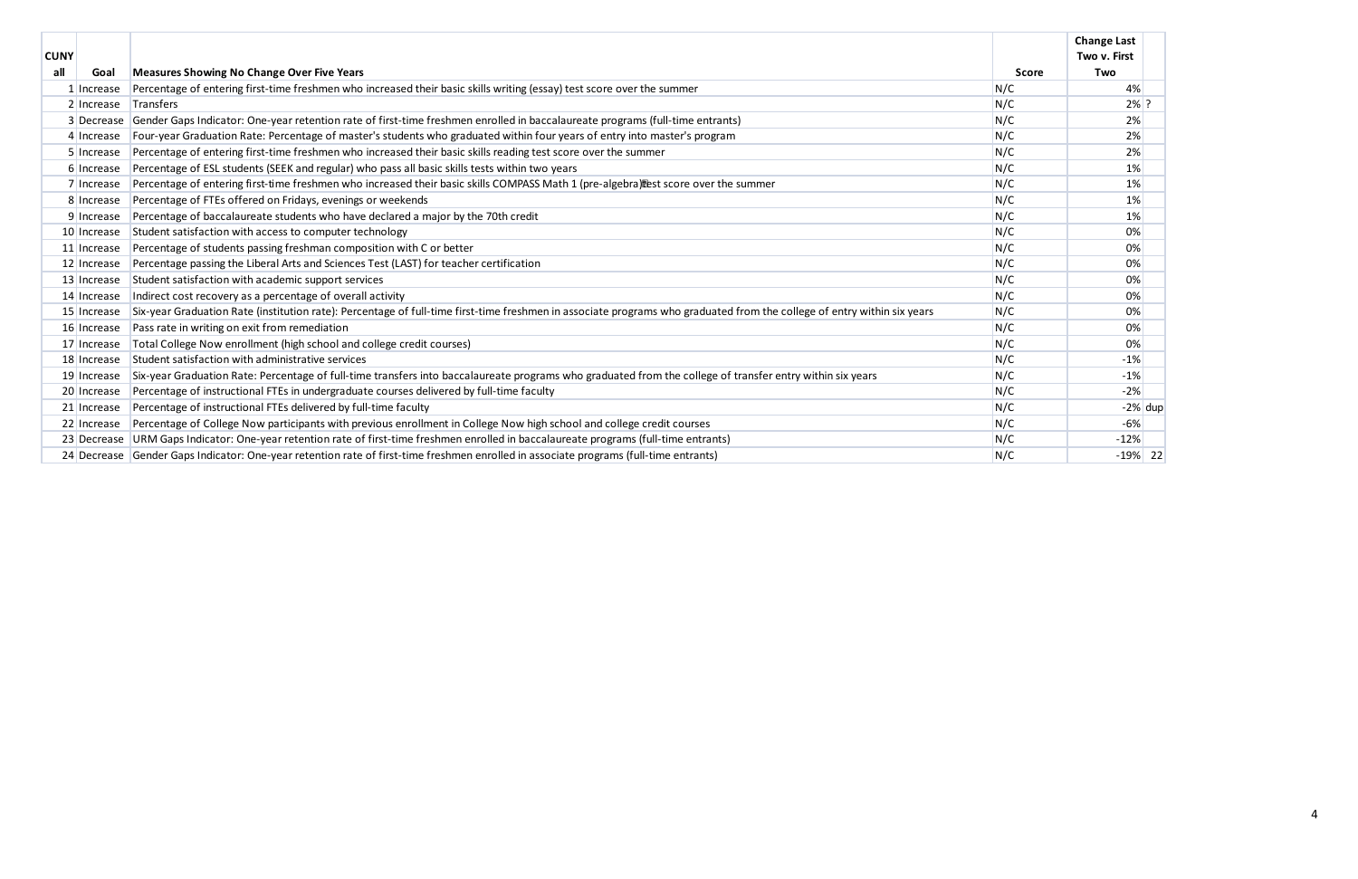| CUNY all | Goal | Measures Showing No Change Over Five Years | Score | Change Last Two v. First Two | |
|---|---|---|---|---|---|
| 1 | Increase | Percentage of entering first-time freshmen who increased their basic skills writing (essay) test score over the summer | N/C | 4% | |
| 2 | Increase | Transfers | N/C | 2% | ? |
| 3 | Decrease | Gender Gaps Indicator: One-year retention rate of first-time freshmen enrolled in baccalaureate programs (full-time entrants) | N/C | 2% | |
| 4 | Increase | Four-year Graduation Rate: Percentage of master's students who graduated within four years of entry into master's program | N/C | 2% | |
| 5 | Increase | Percentage of entering first-time freshmen who increased their basic skills reading test score over the summer | N/C | 2% | |
| 6 | Increase | Percentage of ESL students (SEEK and regular) who pass all basic skills tests within two years | N/C | 1% | |
| 7 | Increase | Percentage of entering first-time freshmen who increased their basic skills COMPASS Math 1 (pre-algebra) test score over the summer | N/C | 1% | |
| 8 | Increase | Percentage of FTEs offered on Fridays, evenings or weekends | N/C | 1% | |
| 9 | Increase | Percentage of baccalaureate students who have declared a major by the 70th credit | N/C | 1% | |
| 10 | Increase | Student satisfaction with access to computer technology | N/C | 0% | |
| 11 | Increase | Percentage of students passing freshman composition with C or better | N/C | 0% | |
| 12 | Increase | Percentage passing the Liberal Arts and Sciences Test (LAST) for teacher certification | N/C | 0% | |
| 13 | Increase | Student satisfaction with academic support services | N/C | 0% | |
| 14 | Increase | Indirect cost recovery as a percentage of overall activity | N/C | 0% | |
| 15 | Increase | Six-year Graduation Rate (institution rate): Percentage of full-time first-time freshmen in associate programs who graduated from the college of entry within six years | N/C | 0% | |
| 16 | Increase | Pass rate in writing on exit from remediation | N/C | 0% | |
| 17 | Increase | Total College Now enrollment (high school and college credit courses) | N/C | 0% | |
| 18 | Increase | Student satisfaction with administrative services | N/C | -1% | |
| 19 | Increase | Six-year Graduation Rate: Percentage of full-time transfers into baccalaureate programs who graduated from the college of transfer entry within six years | N/C | -1% | |
| 20 | Increase | Percentage of instructional FTEs in undergraduate courses delivered by full-time faculty | N/C | -2% | |
| 21 | Increase | Percentage of instructional FTEs delivered by full-time faculty | N/C | -2% | dup |
| 22 | Increase | Percentage of College Now participants with previous enrollment in College Now high school and college credit courses | N/C | -6% | |
| 23 | Decrease | URM Gaps Indicator: One-year retention rate of first-time freshmen enrolled in baccalaureate programs (full-time entrants) | N/C | -12% | |
| 24 | Decrease | Gender Gaps Indicator: One-year retention rate of first-time freshmen enrolled in associate programs (full-time entrants) | N/C | -19% | 22 |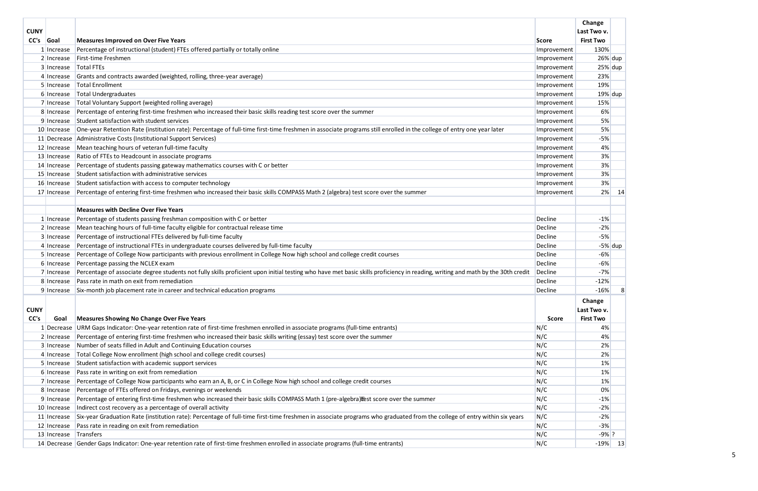| CUNY CC's | Goal | Measures Improved on Over Five Years | Score | Change Last Two v. First Two | |
|---|---|---|---|---|---|
| 1 | Increase | Percentage of instructional (student) FTEs offered partially or totally online | Improvement | 130% | |
| 2 | Increase | First-time Freshmen | Improvement | 26% | dup |
| 3 | Increase | Total FTEs | Improvement | 25% | dup |
| 4 | Increase | Grants and contracts awarded (weighted, rolling, three-year average) | Improvement | 23% | |
| 5 | Increase | Total Enrollment | Improvement | 19% | |
| 6 | Increase | Total Undergraduates | Improvement | 19% | dup |
| 7 | Increase | Total Voluntary Support (weighted rolling average) | Improvement | 15% | |
| 8 | Increase | Percentage of entering first-time freshmen who increased their basic skills reading test score over the summer | Improvement | 6% | |
| 9 | Increase | Student satisfaction with student services | Improvement | 5% | |
| 10 | Increase | One-year Retention Rate (institution rate): Percentage of full-time first-time freshmen in associate programs still enrolled in the college of entry one year later | Improvement | 5% | |
| 11 | Decrease | Administrative Costs (Institutional Support Services) | Improvement | -5% | |
| 12 | Increase | Mean teaching hours of veteran full-time faculty | Improvement | 4% | |
| 13 | Increase | Ratio of FTEs to Headcount in associate programs | Improvement | 3% | |
| 14 | Increase | Percentage of students passing gateway mathematics courses with C or better | Improvement | 3% | |
| 15 | Increase | Student satisfaction with administrative services | Improvement | 3% | |
| 16 | Increase | Student satisfaction with access to computer technology | Improvement | 3% | |
| 17 | Increase | Percentage of entering first-time freshmen who increased their basic skills COMPASS Math 2 (algebra) test score over the summer | Improvement | 2% | 14 |
| | | | | | |
| | | **Measures with Decline Over Five Years** | | | |
| 1 | Increase | Percentage of students passing freshman composition with C or better | Decline | -1% | |
| 2 | Increase | Mean teaching hours of full-time faculty eligible for contractual release time | Decline | -2% | |
| 3 | Increase | Percentage of instructional FTEs delivered by full-time faculty | Decline | -5% | |
| 4 | Increase | Percentage of instructional FTEs in undergraduate courses delivered by full-time faculty | Decline | -5% | dup |
| 5 | Increase | Percentage of College Now participants with previous enrollment in College Now high school and college credit courses | Decline | -6% | |
| 6 | Increase | Percentage passing the NCLEX exam | Decline | -6% | |
| 7 | Increase | Percentage of associate degree students not fully skills proficient upon initial testing who have met basic skills proficiency in reading, writing and math by the 30th credit | Decline | -7% | |
| 8 | Increase | Pass rate in math on exit from remediation | Decline | -12% | |
| 9 | Increase | Six-month job placement rate in career and technical education programs | Decline | -16% | 8 |

| CUNY CC's | Goal | Measures Showing No Change Over Five Years | Score | Change Last Two v. First Two | |
|---|---|---|---|---|---|
| 1 | Decrease | URM Gaps Indicator: One-year retention rate of first-time freshmen enrolled in associate programs (full-time entrants) | N/C | 4% | |
| 2 | Increase | Percentage of entering first-time freshmen who increased their basic skills writing (essay) test score over the summer | N/C | 4% | |
| 3 | Increase | Number of seats filled in Adult and Continuing Education courses | N/C | 2% | |
| 4 | Increase | Total College Now enrollment (high school and college credit courses) | N/C | 2% | |
| 5 | Increase | Student satisfaction with academic support services | N/C | 1% | |
| 6 | Increase | Pass rate in writing on exit from remediation | N/C | 1% | |
| 7 | Increase | Percentage of College Now participants who earn an A, B, or C in College Now high school and college credit courses | N/C | 1% | |
| 8 | Increase | Percentage of FTEs offered on Fridays, evenings or weekends | N/C | 0% | |
| 9 | Increase | Percentage of entering first-time freshmen who increased their basic skills COMPASS Math 1 (pre-algebra) test score over the summer | N/C | -1% | |
| 10 | Increase | Indirect cost recovery as a percentage of overall activity | N/C | -2% | |
| 11 | Increase | Six-year Graduation Rate (institution rate): Percentage of full-time first-time freshmen in associate programs who graduated from the college of entry within six years | N/C | -2% | |
| 12 | Increase | Pass rate in reading on exit from remediation | N/C | -3% | |
| 13 | Increase | Transfers | N/C | -9% | ? |
| 14 | Decrease | Gender Gaps Indicator: One-year retention rate of first-time freshmen enrolled in associate programs (full-time entrants) | N/C | -19% | 13 |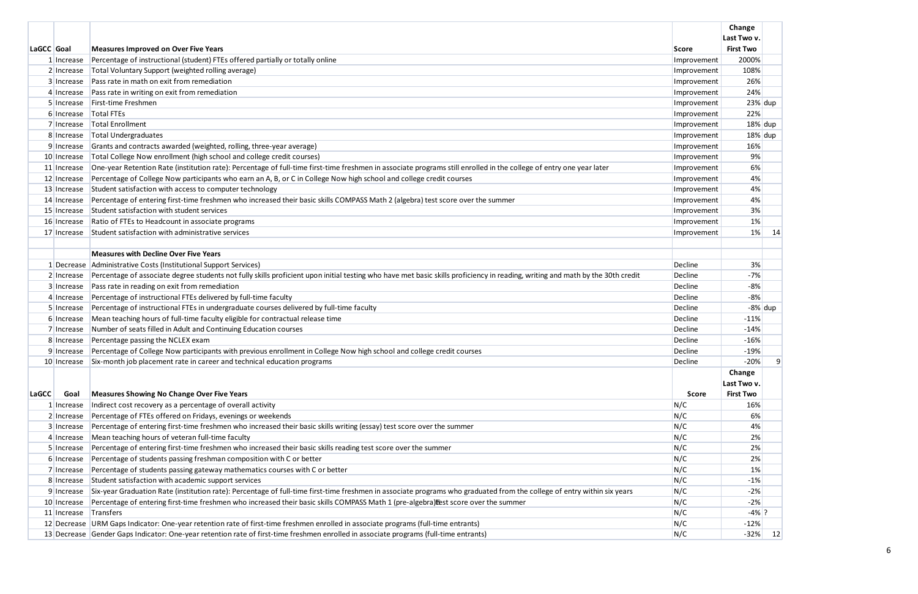| LaGCC | Goal | Measures Improved on Over Five Years | Score | Change Last Two v. First Two | |
|---|---|---|---|---|---|
| 1 | Increase | Percentage of instructional (student) FTEs offered partially or totally online | Improvement | 2000% | |
| 2 | Increase | Total Voluntary Support (weighted rolling average) | Improvement | 108% | |
| 3 | Increase | Pass rate in math on exit from remediation | Improvement | 26% | |
| 4 | Increase | Pass rate in writing on exit from remediation | Improvement | 24% | |
| 5 | Increase | First-time Freshmen | Improvement | 23% | dup |
| 6 | Increase | Total FTEs | Improvement | 22% | |
| 7 | Increase | Total Enrollment | Improvement | 18% | dup |
| 8 | Increase | Total Undergraduates | Improvement | 18% | dup |
| 9 | Increase | Grants and contracts awarded (weighted, rolling, three-year average) | Improvement | 16% | |
| 10 | Increase | Total College Now enrollment (high school and college credit courses) | Improvement | 9% | |
| 11 | Increase | One-year Retention Rate (institution rate): Percentage of full-time first-time freshmen in associate programs still enrolled in the college of entry one year later | Improvement | 6% | |
| 12 | Increase | Percentage of College Now participants who earn an A, B, or C in College Now high school and college credit courses | Improvement | 4% | |
| 13 | Increase | Student satisfaction with access to computer technology | Improvement | 4% | |
| 14 | Increase | Percentage of entering first-time freshmen who increased their basic skills COMPASS Math 2 (algebra) test score over the summer | Improvement | 4% | |
| 15 | Increase | Student satisfaction with student services | Improvement | 3% | |
| 16 | Increase | Ratio of FTEs to Headcount in associate programs | Improvement | 1% | |
| 17 | Increase | Student satisfaction with administrative services | Improvement | 1% | 14 |
| | | | | | |
| | | **Measures with Decline Over Five Years** | | | |
| 1 | Decrease | Administrative Costs (Institutional Support Services) | Decline | 3% | |
| 2 | Increase | Percentage of associate degree students not fully skills proficient upon initial testing who have met basic skills proficiency in reading, writing and math by the 30th credit | Decline | -7% | |
| 3 | Increase | Pass rate in reading on exit from remediation | Decline | -8% | |
| 4 | Increase | Percentage of instructional FTEs delivered by full-time faculty | Decline | -8% | |
| 5 | Increase | Percentage of instructional FTEs in undergraduate courses delivered by full-time faculty | Decline | -8% | dup |
| 6 | Increase | Mean teaching hours of full-time faculty eligible for contractual release time | Decline | -11% | |
| 7 | Increase | Number of seats filled in Adult and Continuing Education courses | Decline | -14% | |
| 8 | Increase | Percentage passing the NCLEX exam | Decline | -16% | |
| 9 | Increase | Percentage of College Now participants with previous enrollment in College Now high school and college credit courses | Decline | -19% | |
| 10 | Increase | Six-month job placement rate in career and technical education programs | Decline | -20% | 9 |
| **LaGCC** | **Goal** | **Measures Showing No Change Over Five Years** | **Score** | **Change Last Two v. First Two** | |
| 1 | Increase | Indirect cost recovery as a percentage of overall activity | N/C | 16% | |
| 2 | Increase | Percentage of FTEs offered on Fridays, evenings or weekends | N/C | 6% | |
| 3 | Increase | Percentage of entering first-time freshmen who increased their basic skills writing (essay) test score over the summer | N/C | 4% | |
| 4 | Increase | Mean teaching hours of veteran full-time faculty | N/C | 2% | |
| 5 | Increase | Percentage of entering first-time freshmen who increased their basic skills reading test score over the summer | N/C | 2% | |
| 6 | Increase | Percentage of students passing freshman composition with C or better | N/C | 2% | |
| 7 | Increase | Percentage of students passing gateway mathematics courses with C or better | N/C | 1% | |
| 8 | Increase | Student satisfaction with academic support services | N/C | -1% | |
| 9 | Increase | Six-year Graduation Rate (institution rate): Percentage of full-time first-time freshmen in associate programs who graduated from the college of entry within six years | N/C | -2% | |
| 10 | Increase | Percentage of entering first-time freshmen who increased their basic skills COMPASS Math 1 (pre-algebra) test score over the summer | N/C | -2% | |
| 11 | Increase | Transfers | N/C | -4% | ? |
| 12 | Decrease | URM Gaps Indicator: One-year retention rate of first-time freshmen enrolled in associate programs (full-time entrants) | N/C | -12% | |
| 13 | Decrease | Gender Gaps Indicator: One-year retention rate of first-time freshmen enrolled in associate programs (full-time entrants) | N/C | -32% | 12 |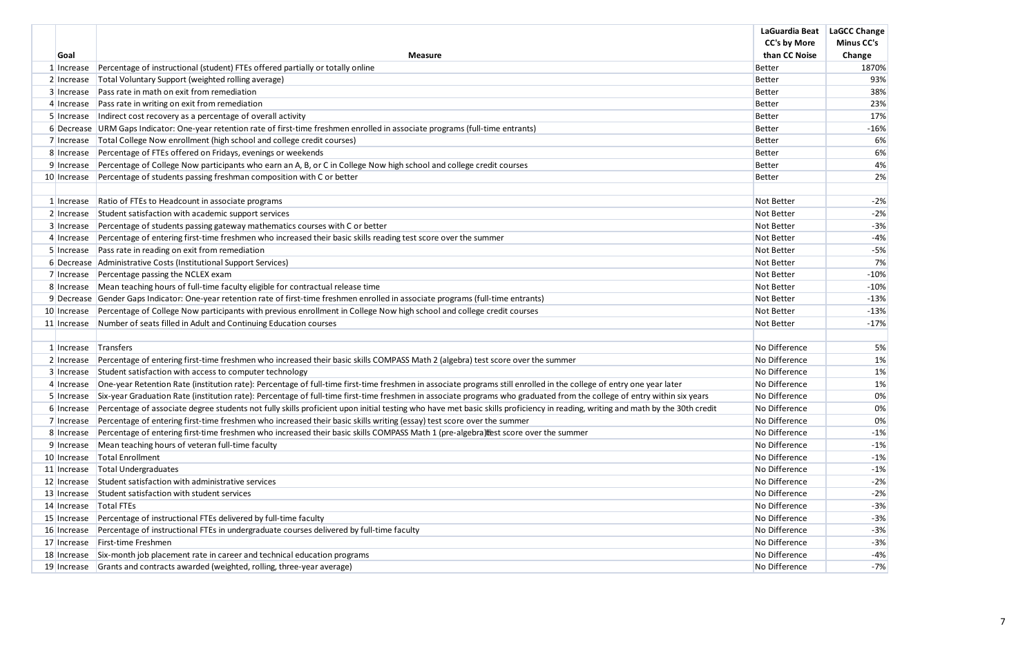| | Goal | Measure | LaGuardia Beat CC's by More than CC Noise | LaGCC Change Minus CC's Change |
|---|---|---|---|---|
| 1 | Increase | Percentage of instructional (student) FTEs offered partially or totally online | Better | 1870% |
| 2 | Increase | Total Voluntary Support (weighted rolling average) | Better | 93% |
| 3 | Increase | Pass rate in math on exit from remediation | Better | 38% |
| 4 | Increase | Pass rate in writing on exit from remediation | Better | 23% |
| 5 | Increase | Indirect cost recovery as a percentage of overall activity | Better | 17% |
| 6 | Decrease | URM Gaps Indicator: One-year retention rate of first-time freshmen enrolled in associate programs (full-time entrants) | Better | -16% |
| 7 | Increase | Total College Now enrollment (high school and college credit courses) | Better | 6% |
| 8 | Increase | Percentage of FTEs offered on Fridays, evenings or weekends | Better | 6% |
| 9 | Increase | Percentage of College Now participants who earn an A, B, or C in College Now high school and college credit courses | Better | 4% |
| 10 | Increase | Percentage of students passing freshman composition with C or better | Better | 2% |
| | | | | |
| 1 | Increase | Ratio of FTEs to Headcount in associate programs | Not Better | -2% |
| 2 | Increase | Student satisfaction with academic support services | Not Better | -2% |
| 3 | Increase | Percentage of students passing gateway mathematics courses with C or better | Not Better | -3% |
| 4 | Increase | Percentage of entering first-time freshmen who increased their basic skills reading test score over the summer | Not Better | -4% |
| 5 | Increase | Pass rate in reading on exit from remediation | Not Better | -5% |
| 6 | Decrease | Administrative Costs (Institutional Support Services) | Not Better | 7% |
| 7 | Increase | Percentage passing the NCLEX exam | Not Better | -10% |
| 8 | Increase | Mean teaching hours of full-time faculty eligible for contractual release time | Not Better | -10% |
| 9 | Decrease | Gender Gaps Indicator: One-year retention rate of first-time freshmen enrolled in associate programs (full-time entrants) | Not Better | -13% |
| 10 | Increase | Percentage of College Now participants with previous enrollment in College Now high school and college credit courses | Not Better | -13% |
| 11 | Increase | Number of seats filled in Adult and Continuing Education courses | Not Better | -17% |
| | | | | |
| 1 | Increase | Transfers | No Difference | 5% |
| 2 | Increase | Percentage of entering first-time freshmen who increased their basic skills COMPASS Math 2 (algebra) test score over the summer | No Difference | 1% |
| 3 | Increase | Student satisfaction with access to computer technology | No Difference | 1% |
| 4 | Increase | One-year Retention Rate (institution rate): Percentage of full-time first-time freshmen in associate programs still enrolled in the college of entry one year later | No Difference | 1% |
| 5 | Increase | Six-year Graduation Rate (institution rate): Percentage of full-time first-time freshmen in associate programs who graduated from the college of entry within six years | No Difference | 0% |
| 6 | Increase | Percentage of associate degree students not fully skills proficient upon initial testing who have met basic skills proficiency in reading, writing and math by the 30th credit | No Difference | 0% |
| 7 | Increase | Percentage of entering first-time freshmen who increased their basic skills writing (essay) test score over the summer | No Difference | 0% |
| 8 | Increase | Percentage of entering first-time freshmen who increased their basic skills COMPASS Math 1 (pre-algebra) test score over the summer | No Difference | -1% |
| 9 | Increase | Mean teaching hours of veteran full-time faculty | No Difference | -1% |
| 10 | Increase | Total Enrollment | No Difference | -1% |
| 11 | Increase | Total Undergraduates | No Difference | -1% |
| 12 | Increase | Student satisfaction with administrative services | No Difference | -2% |
| 13 | Increase | Student satisfaction with student services | No Difference | -2% |
| 14 | Increase | Total FTEs | No Difference | -3% |
| 15 | Increase | Percentage of instructional FTEs delivered by full-time faculty | No Difference | -3% |
| 16 | Increase | Percentage of instructional FTEs in undergraduate courses delivered by full-time faculty | No Difference | -3% |
| 17 | Increase | First-time Freshmen | No Difference | -3% |
| 18 | Increase | Six-month job placement rate in career and technical education programs | No Difference | -4% |
| 19 | Increase | Grants and contracts awarded (weighted, rolling, three-year average) | No Difference | -7% |